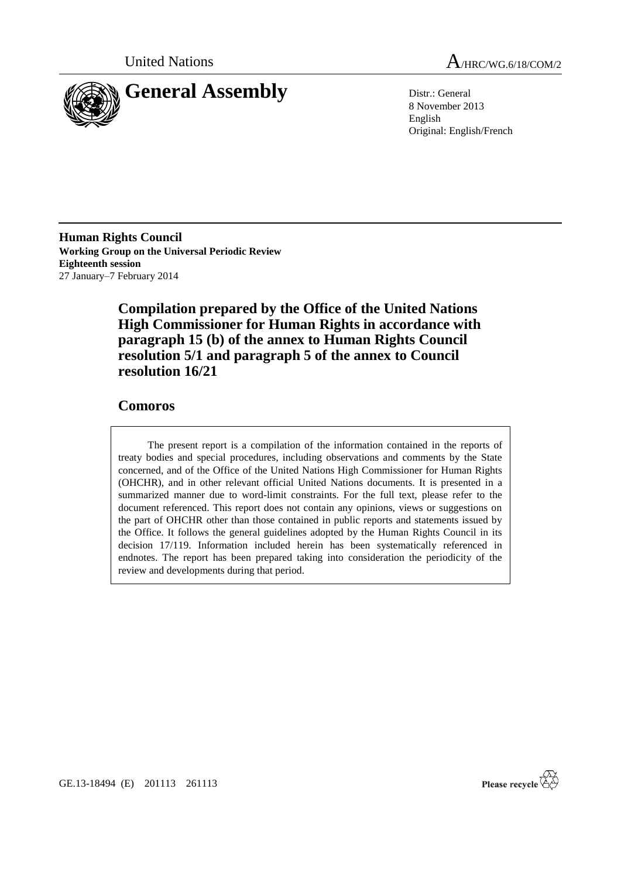United Nations

# A/HRC/WG.6/18/COM/2

# General Assembly

Distr.: General
8 November 2013
English
Original: English/French

**Human Rights Council**
**Working Group on the Universal Periodic Review**
**Eighteenth session**
27 January–7 February 2014

## Compilation prepared by the Office of the United Nations High Commissioner for Human Rights in accordance with paragraph 15 (b) of the annex to Human Rights Council resolution 5/1 and paragraph 5 of the annex to Council resolution 16/21

## Comoros

The present report is a compilation of the information contained in the reports of treaty bodies and special procedures, including observations and comments by the State concerned, and of the Office of the United Nations High Commissioner for Human Rights (OHCHR), and in other relevant official United Nations documents. It is presented in a summarized manner due to word-limit constraints. For the full text, please refer to the document referenced. This report does not contain any opinions, views or suggestions on the part of OHCHR other than those contained in public reports and statements issued by the Office. It follows the general guidelines adopted by the Human Rights Council in its decision 17/119. Information included herein has been systematically referenced in endnotes. The report has been prepared taking into consideration the periodicity of the review and developments during that period.

GE.13-18494 (E) 201113 261113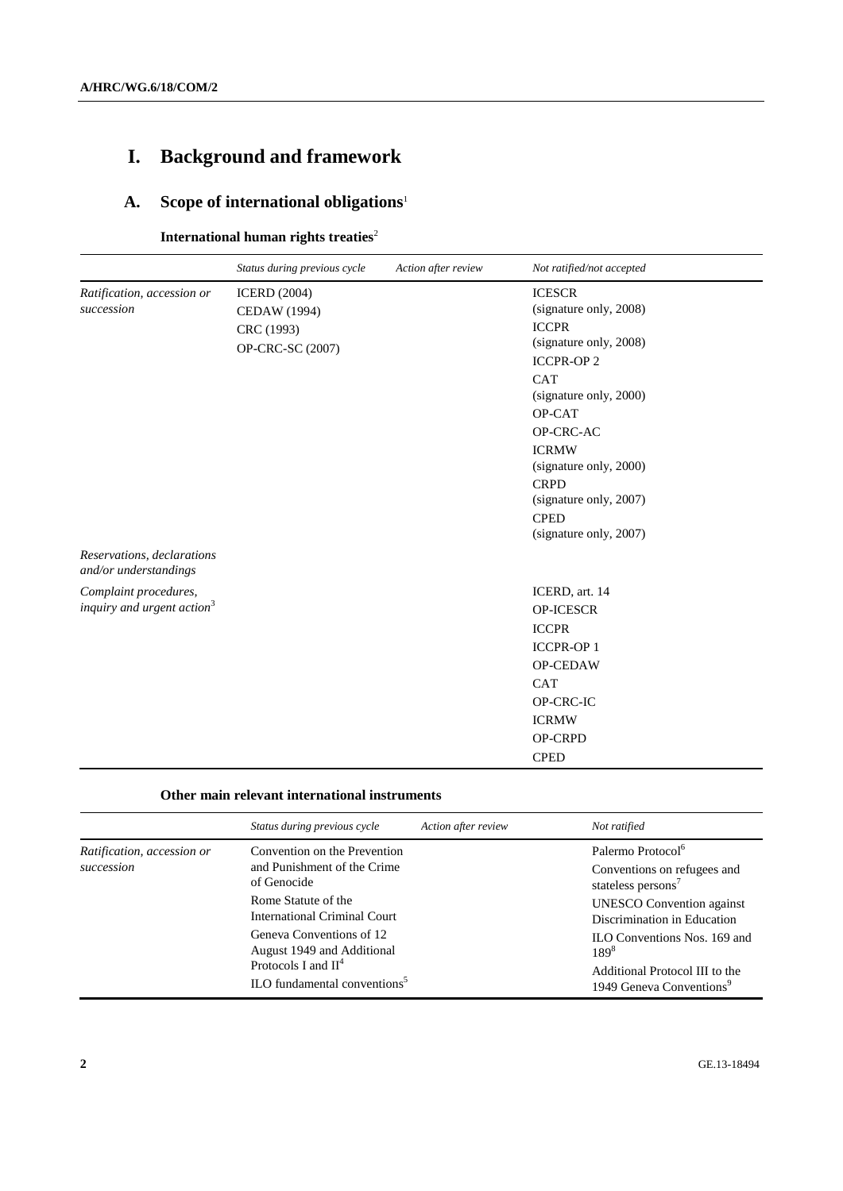# I. Background and framework

## A. Scope of international obligations[1]

### International human rights treaties[2]

| | *Status during previous cycle* | *Action after review* | *Not ratified/not accepted* |
|---|---|---|---|
| *Ratification, accession or succession* | ICERD (2004)<br>CEDAW (1994)<br>CRC (1993)<br>OP-CRC-SC (2007) | | ICESCR (signature only, 2008)<br>ICCPR (signature only, 2008)<br>ICCPR-OP 2<br>CAT (signature only, 2000)<br>OP-CAT<br>OP-CRC-AC<br>ICRMW (signature only, 2000)<br>CRPD (signature only, 2007)<br>CPED (signature only, 2007) |
| *Reservations, declarations and/or understandings* | | | |
| *Complaint procedures, inquiry and urgent action*[3] | | | ICERD, art. 14<br>OP-ICESCR<br>ICCPR<br>ICCPR-OP 1<br>OP-CEDAW<br>CAT<br>OP-CRC-IC<br>ICRMW<br>OP-CRPD<br>CPED |

### Other main relevant international instruments

| | *Status during previous cycle* | *Action after review* | *Not ratified* |
|---|---|---|---|
| *Ratification, accession or succession* | Convention on the Prevention and Punishment of the Crime of Genocide<br>Rome Statute of the International Criminal Court<br>Geneva Conventions of 12 August 1949 and Additional Protocols I and II[4]<br>ILO fundamental conventions[5] | | Palermo Protocol[6]<br>Conventions on refugees and stateless persons[7]<br>UNESCO Convention against Discrimination in Education<br>ILO Conventions Nos. 169 and 189[8]<br>Additional Protocol III to the 1949 Geneva Conventions[9] |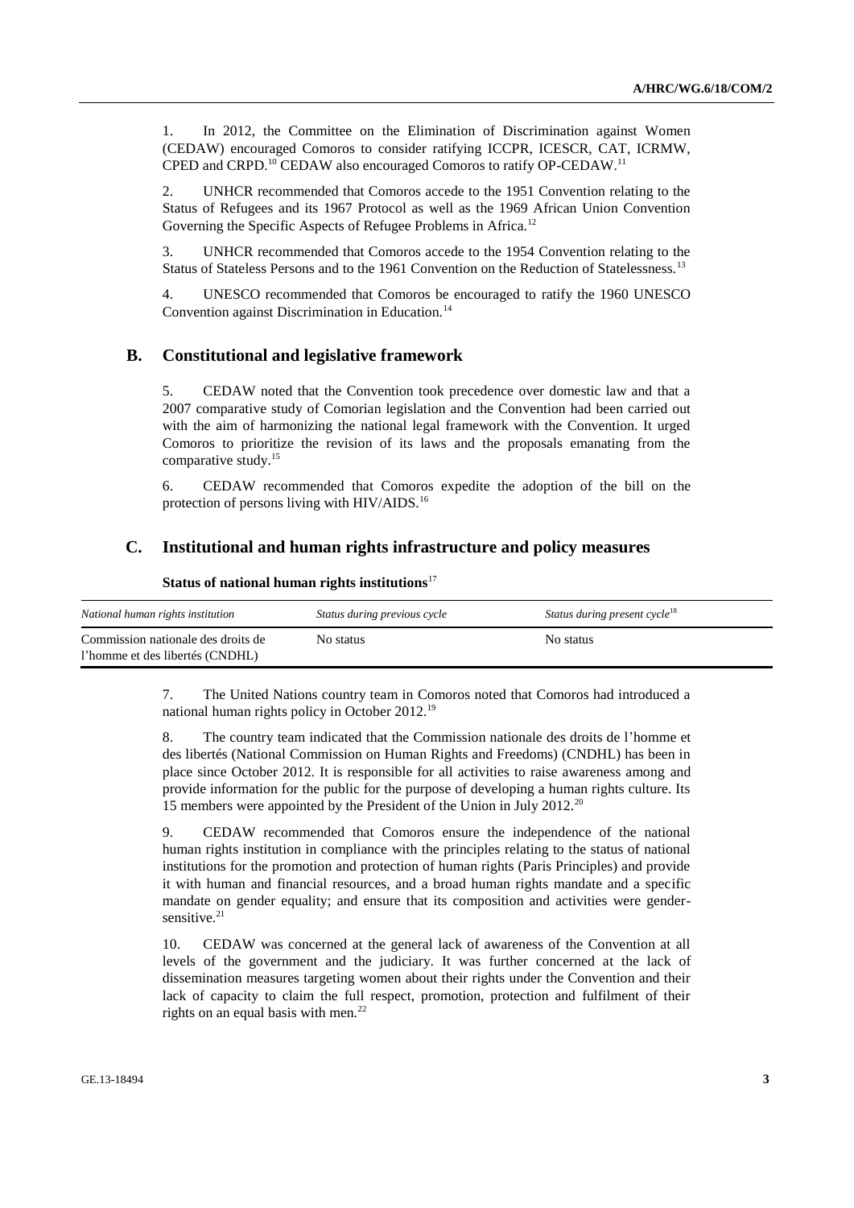1. In 2012, the Committee on the Elimination of Discrimination against Women (CEDAW) encouraged Comoros to consider ratifying ICCPR, ICESCR, CAT, ICRMW, CPED and CRPD.[10] CEDAW also encouraged Comoros to ratify OP-CEDAW.[11]

2. UNHCR recommended that Comoros accede to the 1951 Convention relating to the Status of Refugees and its 1967 Protocol as well as the 1969 African Union Convention Governing the Specific Aspects of Refugee Problems in Africa.[12]

3. UNHCR recommended that Comoros accede to the 1954 Convention relating to the Status of Stateless Persons and to the 1961 Convention on the Reduction of Statelessness.[13]

4. UNESCO recommended that Comoros be encouraged to ratify the 1960 UNESCO Convention against Discrimination in Education.[14]

## B. Constitutional and legislative framework

5. CEDAW noted that the Convention took precedence over domestic law and that a 2007 comparative study of Comorian legislation and the Convention had been carried out with the aim of harmonizing the national legal framework with the Convention. It urged Comoros to prioritize the revision of its laws and the proposals emanating from the comparative study.[15]

6. CEDAW recommended that Comoros expedite the adoption of the bill on the protection of persons living with HIV/AIDS.[16]

## C. Institutional and human rights infrastructure and policy measures

**Status of national human rights institutions**[17]

| *National human rights institution* | *Status during previous cycle* | *Status during present cycle*[18] |
|---|---|---|
| Commission nationale des droits de l'homme et des libertés (CNDHL) | No status | No status |

7. The United Nations country team in Comoros noted that Comoros had introduced a national human rights policy in October 2012.[19]

8. The country team indicated that the Commission nationale des droits de l'homme et des libertés (National Commission on Human Rights and Freedoms) (CNDHL) has been in place since October 2012. It is responsible for all activities to raise awareness among and provide information for the public for the purpose of developing a human rights culture. Its 15 members were appointed by the President of the Union in July 2012.[20]

9. CEDAW recommended that Comoros ensure the independence of the national human rights institution in compliance with the principles relating to the status of national institutions for the promotion and protection of human rights (Paris Principles) and provide it with human and financial resources, and a broad human rights mandate and a specific mandate on gender equality; and ensure that its composition and activities were gender-sensitive.[21]

10. CEDAW was concerned at the general lack of awareness of the Convention at all levels of the government and the judiciary. It was further concerned at the lack of dissemination measures targeting women about their rights under the Convention and their lack of capacity to claim the full respect, promotion, protection and fulfilment of their rights on an equal basis with men.[22]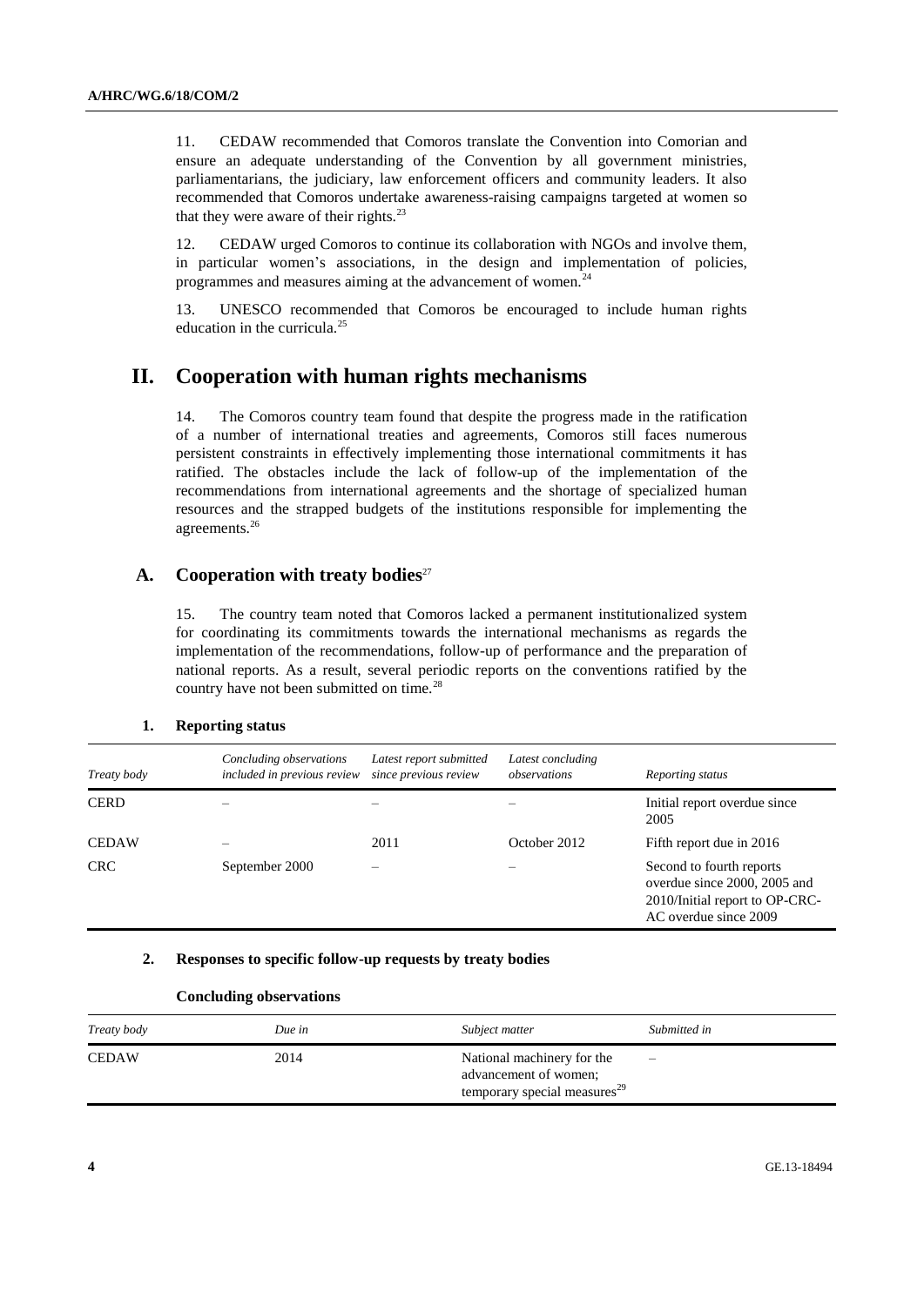11. CEDAW recommended that Comoros translate the Convention into Comorian and ensure an adequate understanding of the Convention by all government ministries, parliamentarians, the judiciary, law enforcement officers and community leaders. It also recommended that Comoros undertake awareness-raising campaigns targeted at women so that they were aware of their rights.[23]

12. CEDAW urged Comoros to continue its collaboration with NGOs and involve them, in particular women's associations, in the design and implementation of policies, programmes and measures aiming at the advancement of women.[24]

13. UNESCO recommended that Comoros be encouraged to include human rights education in the curricula.[25]

# II. Cooperation with human rights mechanisms

14. The Comoros country team found that despite the progress made in the ratification of a number of international treaties and agreements, Comoros still faces numerous persistent constraints in effectively implementing those international commitments it has ratified. The obstacles include the lack of follow-up of the implementation of the recommendations from international agreements and the shortage of specialized human resources and the strapped budgets of the institutions responsible for implementing the agreements.[26]

## A. Cooperation with treaty bodies[27]

15. The country team noted that Comoros lacked a permanent institutionalized system for coordinating its commitments towards the international mechanisms as regards the implementation of the recommendations, follow-up of performance and the preparation of national reports. As a result, several periodic reports on the conventions ratified by the country have not been submitted on time.[28]

### 1. Reporting status

| *Treaty body* | *Concluding observations included in previous review* | *Latest report submitted since previous review* | *Latest concluding observations* | *Reporting status* |
|---|---|---|---|---|
| CERD | – | – | – | Initial report overdue since 2005 |
| CEDAW | – | 2011 | October 2012 | Fifth report due in 2016 |
| CRC | September 2000 | – | – | Second to fourth reports overdue since 2000, 2005 and 2010/Initial report to OP-CRC-AC overdue since 2009 |

### 2. Responses to specific follow-up requests by treaty bodies

**Concluding observations**

| *Treaty body* | *Due in* | *Subject matter* | *Submitted in* |
|---|---|---|---|
| CEDAW | 2014 | National machinery for the advancement of women; temporary special measures[29] | – |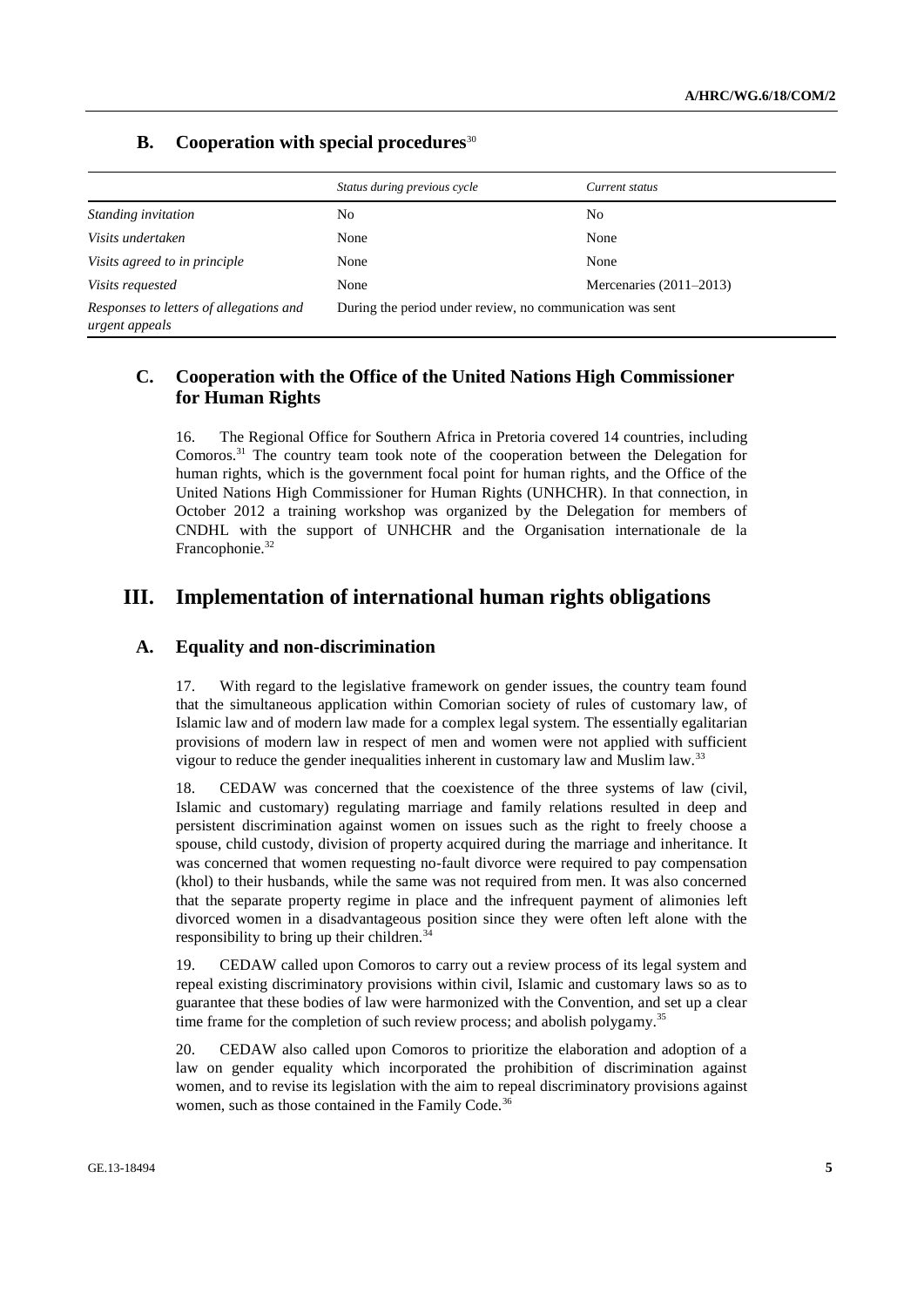## B. Cooperation with special procedures[30]

| | *Status during previous cycle* | *Current status* |
|---|---|---|
| *Standing invitation* | No | No |
| *Visits undertaken* | None | None |
| *Visits agreed to in principle* | None | None |
| *Visits requested* | None | Mercenaries (2011–2013) |
| *Responses to letters of allegations and urgent appeals* | During the period under review, no communication was sent | |

## C. Cooperation with the Office of the United Nations High Commissioner for Human Rights

16. The Regional Office for Southern Africa in Pretoria covered 14 countries, including Comoros.[31] The country team took note of the cooperation between the Delegation for human rights, which is the government focal point for human rights, and the Office of the United Nations High Commissioner for Human Rights (UNHCHR). In that connection, in October 2012 a training workshop was organized by the Delegation for members of CNDHL with the support of UNHCHR and the Organisation internationale de la Francophonie.[32]

# III. Implementation of international human rights obligations

## A. Equality and non-discrimination

17. With regard to the legislative framework on gender issues, the country team found that the simultaneous application within Comorian society of rules of customary law, of Islamic law and of modern law made for a complex legal system. The essentially egalitarian provisions of modern law in respect of men and women were not applied with sufficient vigour to reduce the gender inequalities inherent in customary law and Muslim law.[33]

18. CEDAW was concerned that the coexistence of the three systems of law (civil, Islamic and customary) regulating marriage and family relations resulted in deep and persistent discrimination against women on issues such as the right to freely choose a spouse, child custody, division of property acquired during the marriage and inheritance. It was concerned that women requesting no-fault divorce were required to pay compensation (khol) to their husbands, while the same was not required from men. It was also concerned that the separate property regime in place and the infrequent payment of alimonies left divorced women in a disadvantageous position since they were often left alone with the responsibility to bring up their children.[34]

19. CEDAW called upon Comoros to carry out a review process of its legal system and repeal existing discriminatory provisions within civil, Islamic and customary laws so as to guarantee that these bodies of law were harmonized with the Convention, and set up a clear time frame for the completion of such review process; and abolish polygamy.[35]

20. CEDAW also called upon Comoros to prioritize the elaboration and adoption of a law on gender equality which incorporated the prohibition of discrimination against women, and to revise its legislation with the aim to repeal discriminatory provisions against women, such as those contained in the Family Code.[36]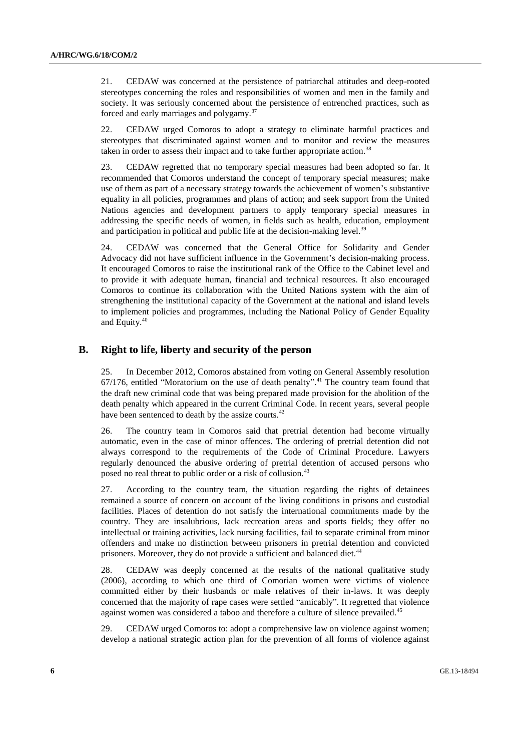21. CEDAW was concerned at the persistence of patriarchal attitudes and deep-rooted stereotypes concerning the roles and responsibilities of women and men in the family and society. It was seriously concerned about the persistence of entrenched practices, such as forced and early marriages and polygamy.[37]

22. CEDAW urged Comoros to adopt a strategy to eliminate harmful practices and stereotypes that discriminated against women and to monitor and review the measures taken in order to assess their impact and to take further appropriate action.[38]

23. CEDAW regretted that no temporary special measures had been adopted so far. It recommended that Comoros understand the concept of temporary special measures; make use of them as part of a necessary strategy towards the achievement of women's substantive equality in all policies, programmes and plans of action; and seek support from the United Nations agencies and development partners to apply temporary special measures in addressing the specific needs of women, in fields such as health, education, employment and participation in political and public life at the decision-making level.[39]

24. CEDAW was concerned that the General Office for Solidarity and Gender Advocacy did not have sufficient influence in the Government's decision-making process. It encouraged Comoros to raise the institutional rank of the Office to the Cabinet level and to provide it with adequate human, financial and technical resources. It also encouraged Comoros to continue its collaboration with the United Nations system with the aim of strengthening the institutional capacity of the Government at the national and island levels to implement policies and programmes, including the National Policy of Gender Equality and Equity.[40]

## B. Right to life, liberty and security of the person

25. In December 2012, Comoros abstained from voting on General Assembly resolution 67/176, entitled "Moratorium on the use of death penalty".[41] The country team found that the draft new criminal code that was being prepared made provision for the abolition of the death penalty which appeared in the current Criminal Code. In recent years, several people have been sentenced to death by the assize courts.[42]

26. The country team in Comoros said that pretrial detention had become virtually automatic, even in the case of minor offences. The ordering of pretrial detention did not always correspond to the requirements of the Code of Criminal Procedure. Lawyers regularly denounced the abusive ordering of pretrial detention of accused persons who posed no real threat to public order or a risk of collusion.[43]

27. According to the country team, the situation regarding the rights of detainees remained a source of concern on account of the living conditions in prisons and custodial facilities. Places of detention do not satisfy the international commitments made by the country. They are insalubrious, lack recreation areas and sports fields; they offer no intellectual or training activities, lack nursing facilities, fail to separate criminal from minor offenders and make no distinction between prisoners in pretrial detention and convicted prisoners. Moreover, they do not provide a sufficient and balanced diet.[44]

28. CEDAW was deeply concerned at the results of the national qualitative study (2006), according to which one third of Comorian women were victims of violence committed either by their husbands or male relatives of their in-laws. It was deeply concerned that the majority of rape cases were settled "amicably". It regretted that violence against women was considered a taboo and therefore a culture of silence prevailed.[45]

29. CEDAW urged Comoros to: adopt a comprehensive law on violence against women; develop a national strategic action plan for the prevention of all forms of violence against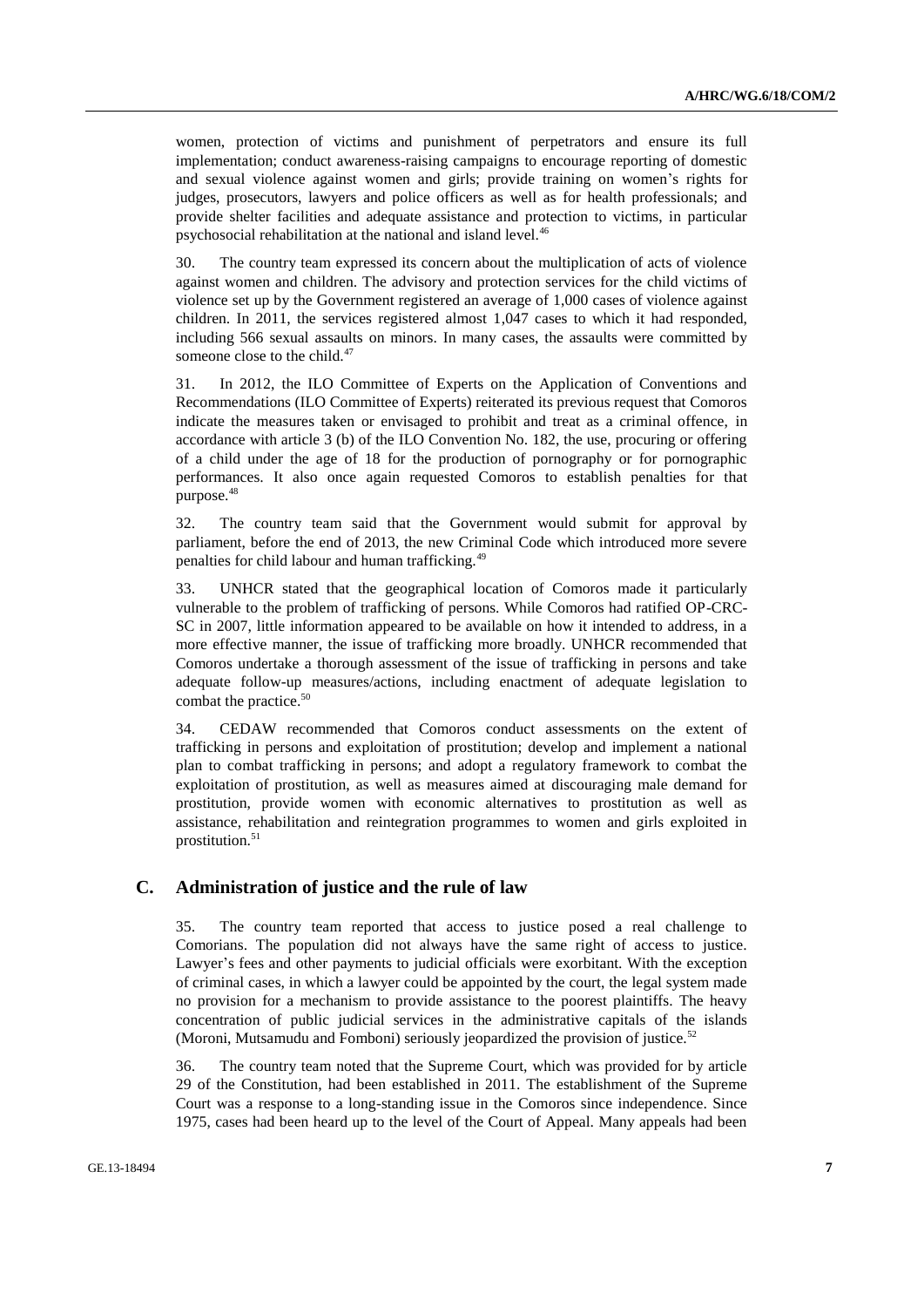women, protection of victims and punishment of perpetrators and ensure its full implementation; conduct awareness-raising campaigns to encourage reporting of domestic and sexual violence against women and girls; provide training on women's rights for judges, prosecutors, lawyers and police officers as well as for health professionals; and provide shelter facilities and adequate assistance and protection to victims, in particular psychosocial rehabilitation at the national and island level.[46]

30. The country team expressed its concern about the multiplication of acts of violence against women and children. The advisory and protection services for the child victims of violence set up by the Government registered an average of 1,000 cases of violence against children. In 2011, the services registered almost 1,047 cases to which it had responded, including 566 sexual assaults on minors. In many cases, the assaults were committed by someone close to the child.[47]

31. In 2012, the ILO Committee of Experts on the Application of Conventions and Recommendations (ILO Committee of Experts) reiterated its previous request that Comoros indicate the measures taken or envisaged to prohibit and treat as a criminal offence, in accordance with article 3 (b) of the ILO Convention No. 182, the use, procuring or offering of a child under the age of 18 for the production of pornography or for pornographic performances. It also once again requested Comoros to establish penalties for that purpose.[48]

32. The country team said that the Government would submit for approval by parliament, before the end of 2013, the new Criminal Code which introduced more severe penalties for child labour and human trafficking.[49]

33. UNHCR stated that the geographical location of Comoros made it particularly vulnerable to the problem of trafficking of persons. While Comoros had ratified OP-CRC-SC in 2007, little information appeared to be available on how it intended to address, in a more effective manner, the issue of trafficking more broadly. UNHCR recommended that Comoros undertake a thorough assessment of the issue of trafficking in persons and take adequate follow-up measures/actions, including enactment of adequate legislation to combat the practice.[50]

34. CEDAW recommended that Comoros conduct assessments on the extent of trafficking in persons and exploitation of prostitution; develop and implement a national plan to combat trafficking in persons; and adopt a regulatory framework to combat the exploitation of prostitution, as well as measures aimed at discouraging male demand for prostitution, provide women with economic alternatives to prostitution as well as assistance, rehabilitation and reintegration programmes to women and girls exploited in prostitution.[51]

## C. Administration of justice and the rule of law

35. The country team reported that access to justice posed a real challenge to Comorians. The population did not always have the same right of access to justice. Lawyer's fees and other payments to judicial officials were exorbitant. With the exception of criminal cases, in which a lawyer could be appointed by the court, the legal system made no provision for a mechanism to provide assistance to the poorest plaintiffs. The heavy concentration of public judicial services in the administrative capitals of the islands (Moroni, Mutsamudu and Fomboni) seriously jeopardized the provision of justice.[52]

36. The country team noted that the Supreme Court, which was provided for by article 29 of the Constitution, had been established in 2011. The establishment of the Supreme Court was a response to a long-standing issue in the Comoros since independence. Since 1975, cases had been heard up to the level of the Court of Appeal. Many appeals had been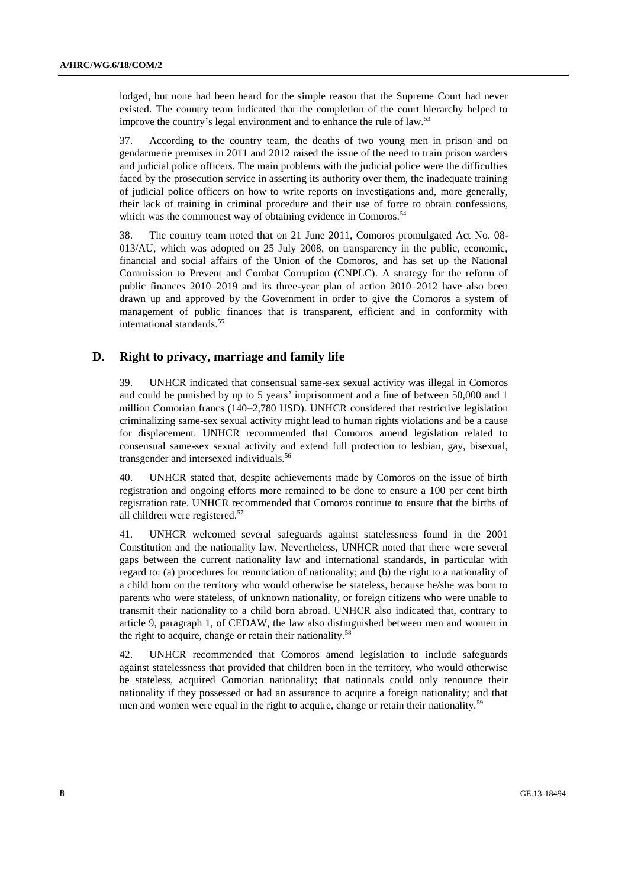lodged, but none had been heard for the simple reason that the Supreme Court had never existed. The country team indicated that the completion of the court hierarchy helped to improve the country's legal environment and to enhance the rule of law.[53]

37. According to the country team, the deaths of two young men in prison and on gendarmerie premises in 2011 and 2012 raised the issue of the need to train prison warders and judicial police officers. The main problems with the judicial police were the difficulties faced by the prosecution service in asserting its authority over them, the inadequate training of judicial police officers on how to write reports on investigations and, more generally, their lack of training in criminal procedure and their use of force to obtain confessions, which was the commonest way of obtaining evidence in Comoros.[54]

38. The country team noted that on 21 June 2011, Comoros promulgated Act No. 08-013/AU, which was adopted on 25 July 2008, on transparency in the public, economic, financial and social affairs of the Union of the Comoros, and has set up the National Commission to Prevent and Combat Corruption (CNPLC). A strategy for the reform of public finances 2010–2019 and its three-year plan of action 2010–2012 have also been drawn up and approved by the Government in order to give the Comoros a system of management of public finances that is transparent, efficient and in conformity with international standards.[55]

## D. Right to privacy, marriage and family life

39. UNHCR indicated that consensual same-sex sexual activity was illegal in Comoros and could be punished by up to 5 years' imprisonment and a fine of between 50,000 and 1 million Comorian francs (140–2,780 USD). UNHCR considered that restrictive legislation criminalizing same-sex sexual activity might lead to human rights violations and be a cause for displacement. UNHCR recommended that Comoros amend legislation related to consensual same-sex sexual activity and extend full protection to lesbian, gay, bisexual, transgender and intersexed individuals.[56]

40. UNHCR stated that, despite achievements made by Comoros on the issue of birth registration and ongoing efforts more remained to be done to ensure a 100 per cent birth registration rate. UNHCR recommended that Comoros continue to ensure that the births of all children were registered.[57]

41. UNHCR welcomed several safeguards against statelessness found in the 2001 Constitution and the nationality law. Nevertheless, UNHCR noted that there were several gaps between the current nationality law and international standards, in particular with regard to: (a) procedures for renunciation of nationality; and (b) the right to a nationality of a child born on the territory who would otherwise be stateless, because he/she was born to parents who were stateless, of unknown nationality, or foreign citizens who were unable to transmit their nationality to a child born abroad. UNHCR also indicated that, contrary to article 9, paragraph 1, of CEDAW, the law also distinguished between men and women in the right to acquire, change or retain their nationality.[58]

42. UNHCR recommended that Comoros amend legislation to include safeguards against statelessness that provided that children born in the territory, who would otherwise be stateless, acquired Comorian nationality; that nationals could only renounce their nationality if they possessed or had an assurance to acquire a foreign nationality; and that men and women were equal in the right to acquire, change or retain their nationality.[59]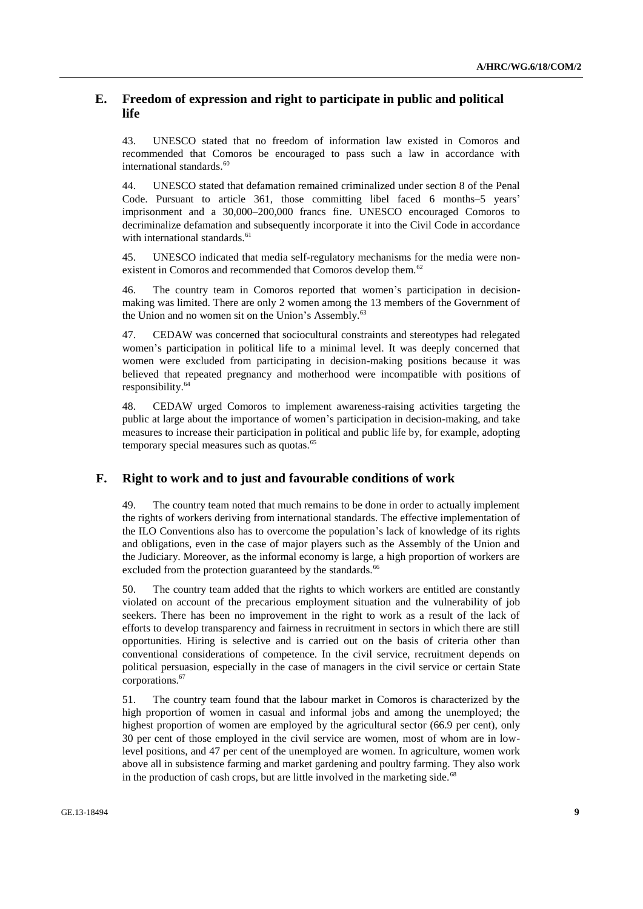## E. Freedom of expression and right to participate in public and political life

43. UNESCO stated that no freedom of information law existed in Comoros and recommended that Comoros be encouraged to pass such a law in accordance with international standards.[60]

44. UNESCO stated that defamation remained criminalized under section 8 of the Penal Code. Pursuant to article 361, those committing libel faced 6 months–5 years' imprisonment and a 30,000–200,000 francs fine. UNESCO encouraged Comoros to decriminalize defamation and subsequently incorporate it into the Civil Code in accordance with international standards.[61]

45. UNESCO indicated that media self-regulatory mechanisms for the media were non-existent in Comoros and recommended that Comoros develop them.[62]

46. The country team in Comoros reported that women's participation in decision-making was limited. There are only 2 women among the 13 members of the Government of the Union and no women sit on the Union's Assembly.[63]

47. CEDAW was concerned that sociocultural constraints and stereotypes had relegated women's participation in political life to a minimal level. It was deeply concerned that women were excluded from participating in decision-making positions because it was believed that repeated pregnancy and motherhood were incompatible with positions of responsibility.[64]

48. CEDAW urged Comoros to implement awareness-raising activities targeting the public at large about the importance of women's participation in decision-making, and take measures to increase their participation in political and public life by, for example, adopting temporary special measures such as quotas.[65]

## F. Right to work and to just and favourable conditions of work

49. The country team noted that much remains to be done in order to actually implement the rights of workers deriving from international standards. The effective implementation of the ILO Conventions also has to overcome the population's lack of knowledge of its rights and obligations, even in the case of major players such as the Assembly of the Union and the Judiciary. Moreover, as the informal economy is large, a high proportion of workers are excluded from the protection guaranteed by the standards.[66]

50. The country team added that the rights to which workers are entitled are constantly violated on account of the precarious employment situation and the vulnerability of job seekers. There has been no improvement in the right to work as a result of the lack of efforts to develop transparency and fairness in recruitment in sectors in which there are still opportunities. Hiring is selective and is carried out on the basis of criteria other than conventional considerations of competence. In the civil service, recruitment depends on political persuasion, especially in the case of managers in the civil service or certain State corporations.[67]

51. The country team found that the labour market in Comoros is characterized by the high proportion of women in casual and informal jobs and among the unemployed; the highest proportion of women are employed by the agricultural sector (66.9 per cent), only 30 per cent of those employed in the civil service are women, most of whom are in low-level positions, and 47 per cent of the unemployed are women. In agriculture, women work above all in subsistence farming and market gardening and poultry farming. They also work in the production of cash crops, but are little involved in the marketing side.[68]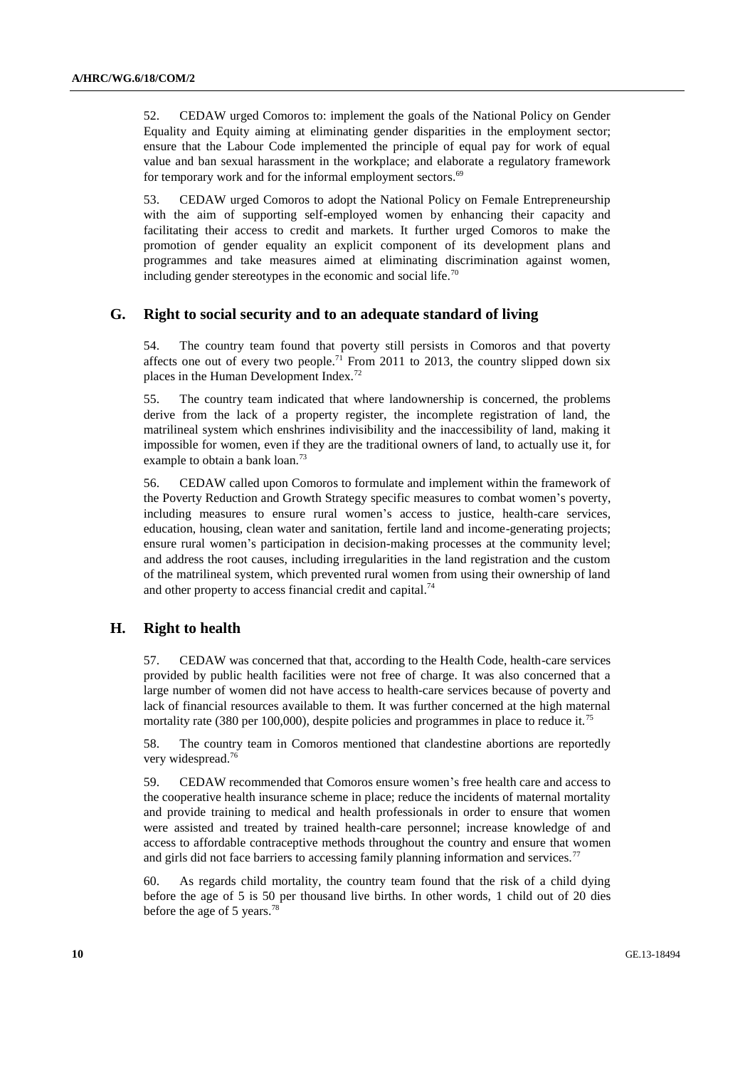52. CEDAW urged Comoros to: implement the goals of the National Policy on Gender Equality and Equity aiming at eliminating gender disparities in the employment sector; ensure that the Labour Code implemented the principle of equal pay for work of equal value and ban sexual harassment in the workplace; and elaborate a regulatory framework for temporary work and for the informal employment sectors.[69]

53. CEDAW urged Comoros to adopt the National Policy on Female Entrepreneurship with the aim of supporting self-employed women by enhancing their capacity and facilitating their access to credit and markets. It further urged Comoros to make the promotion of gender equality an explicit component of its development plans and programmes and take measures aimed at eliminating discrimination against women, including gender stereotypes in the economic and social life.[70]

## G. Right to social security and to an adequate standard of living

54. The country team found that poverty still persists in Comoros and that poverty affects one out of every two people.[71] From 2011 to 2013, the country slipped down six places in the Human Development Index.[72]

55. The country team indicated that where landownership is concerned, the problems derive from the lack of a property register, the incomplete registration of land, the matrilineal system which enshrines indivisibility and the inaccessibility of land, making it impossible for women, even if they are the traditional owners of land, to actually use it, for example to obtain a bank loan.[73]

56. CEDAW called upon Comoros to formulate and implement within the framework of the Poverty Reduction and Growth Strategy specific measures to combat women's poverty, including measures to ensure rural women's access to justice, health-care services, education, housing, clean water and sanitation, fertile land and income-generating projects; ensure rural women's participation in decision-making processes at the community level; and address the root causes, including irregularities in the land registration and the custom of the matrilineal system, which prevented rural women from using their ownership of land and other property to access financial credit and capital.[74]

## H. Right to health

57. CEDAW was concerned that that, according to the Health Code, health-care services provided by public health facilities were not free of charge. It was also concerned that a large number of women did not have access to health-care services because of poverty and lack of financial resources available to them. It was further concerned at the high maternal mortality rate (380 per 100,000), despite policies and programmes in place to reduce it.[75]

58. The country team in Comoros mentioned that clandestine abortions are reportedly very widespread.[76]

59. CEDAW recommended that Comoros ensure women's free health care and access to the cooperative health insurance scheme in place; reduce the incidents of maternal mortality and provide training to medical and health professionals in order to ensure that women were assisted and treated by trained health-care personnel; increase knowledge of and access to affordable contraceptive methods throughout the country and ensure that women and girls did not face barriers to accessing family planning information and services.[77]

60. As regards child mortality, the country team found that the risk of a child dying before the age of 5 is 50 per thousand live births. In other words, 1 child out of 20 dies before the age of 5 years.[78]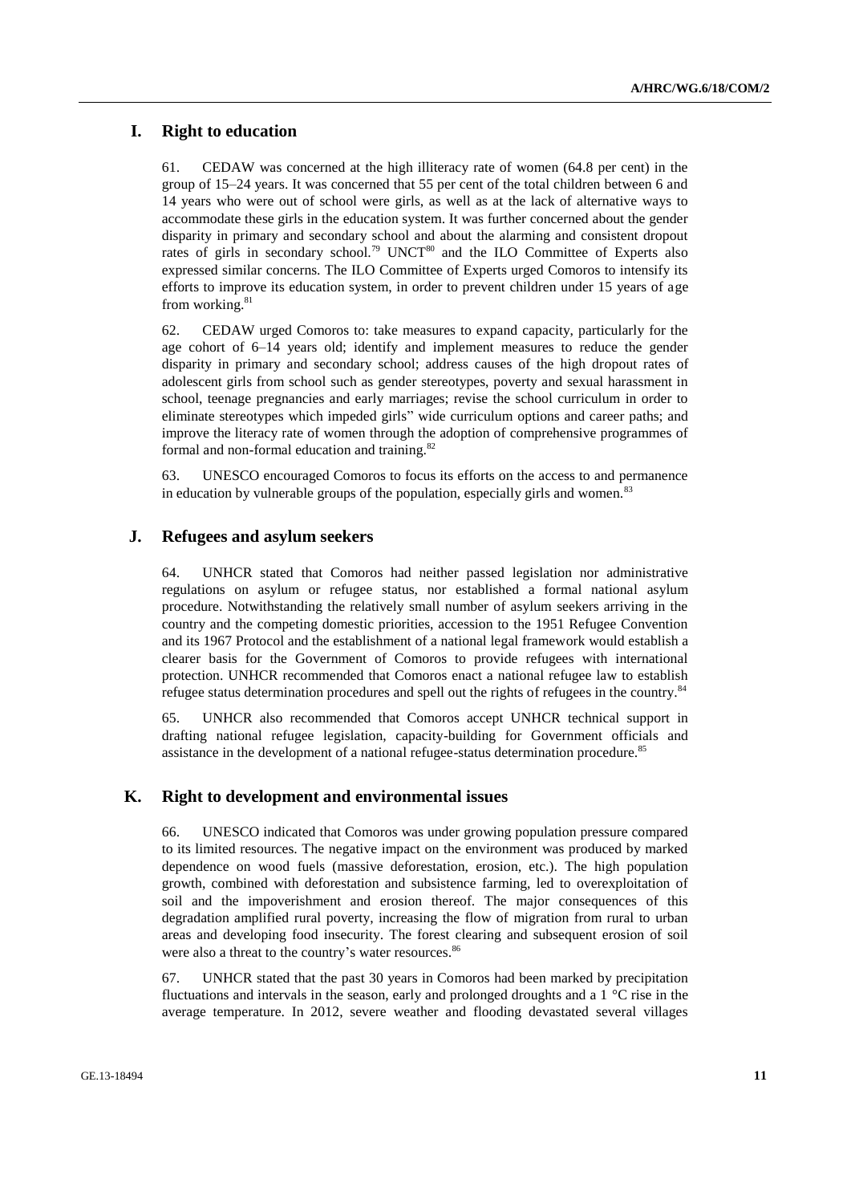## I. Right to education

61. CEDAW was concerned at the high illiteracy rate of women (64.8 per cent) in the group of 15–24 years. It was concerned that 55 per cent of the total children between 6 and 14 years who were out of school were girls, as well as at the lack of alternative ways to accommodate these girls in the education system. It was further concerned about the gender disparity in primary and secondary school and about the alarming and consistent dropout rates of girls in secondary school.[79] UNCT[80] and the ILO Committee of Experts also expressed similar concerns. The ILO Committee of Experts urged Comoros to intensify its efforts to improve its education system, in order to prevent children under 15 years of age from working.[81]

62. CEDAW urged Comoros to: take measures to expand capacity, particularly for the age cohort of 6–14 years old; identify and implement measures to reduce the gender disparity in primary and secondary school; address causes of the high dropout rates of adolescent girls from school such as gender stereotypes, poverty and sexual harassment in school, teenage pregnancies and early marriages; revise the school curriculum in order to eliminate stereotypes which impeded girls" wide curriculum options and career paths; and improve the literacy rate of women through the adoption of comprehensive programmes of formal and non-formal education and training.[82]

63. UNESCO encouraged Comoros to focus its efforts on the access to and permanence in education by vulnerable groups of the population, especially girls and women.[83]

## J. Refugees and asylum seekers

64. UNHCR stated that Comoros had neither passed legislation nor administrative regulations on asylum or refugee status, nor established a formal national asylum procedure. Notwithstanding the relatively small number of asylum seekers arriving in the country and the competing domestic priorities, accession to the 1951 Refugee Convention and its 1967 Protocol and the establishment of a national legal framework would establish a clearer basis for the Government of Comoros to provide refugees with international protection. UNHCR recommended that Comoros enact a national refugee law to establish refugee status determination procedures and spell out the rights of refugees in the country.[84]

65. UNHCR also recommended that Comoros accept UNHCR technical support in drafting national refugee legislation, capacity-building for Government officials and assistance in the development of a national refugee-status determination procedure.[85]

## K. Right to development and environmental issues

66. UNESCO indicated that Comoros was under growing population pressure compared to its limited resources. The negative impact on the environment was produced by marked dependence on wood fuels (massive deforestation, erosion, etc.). The high population growth, combined with deforestation and subsistence farming, led to overexploitation of soil and the impoverishment and erosion thereof. The major consequences of this degradation amplified rural poverty, increasing the flow of migration from rural to urban areas and developing food insecurity. The forest clearing and subsequent erosion of soil were also a threat to the country's water resources.[86]

67. UNHCR stated that the past 30 years in Comoros had been marked by precipitation fluctuations and intervals in the season, early and prolonged droughts and a 1 °C rise in the average temperature. In 2012, severe weather and flooding devastated several villages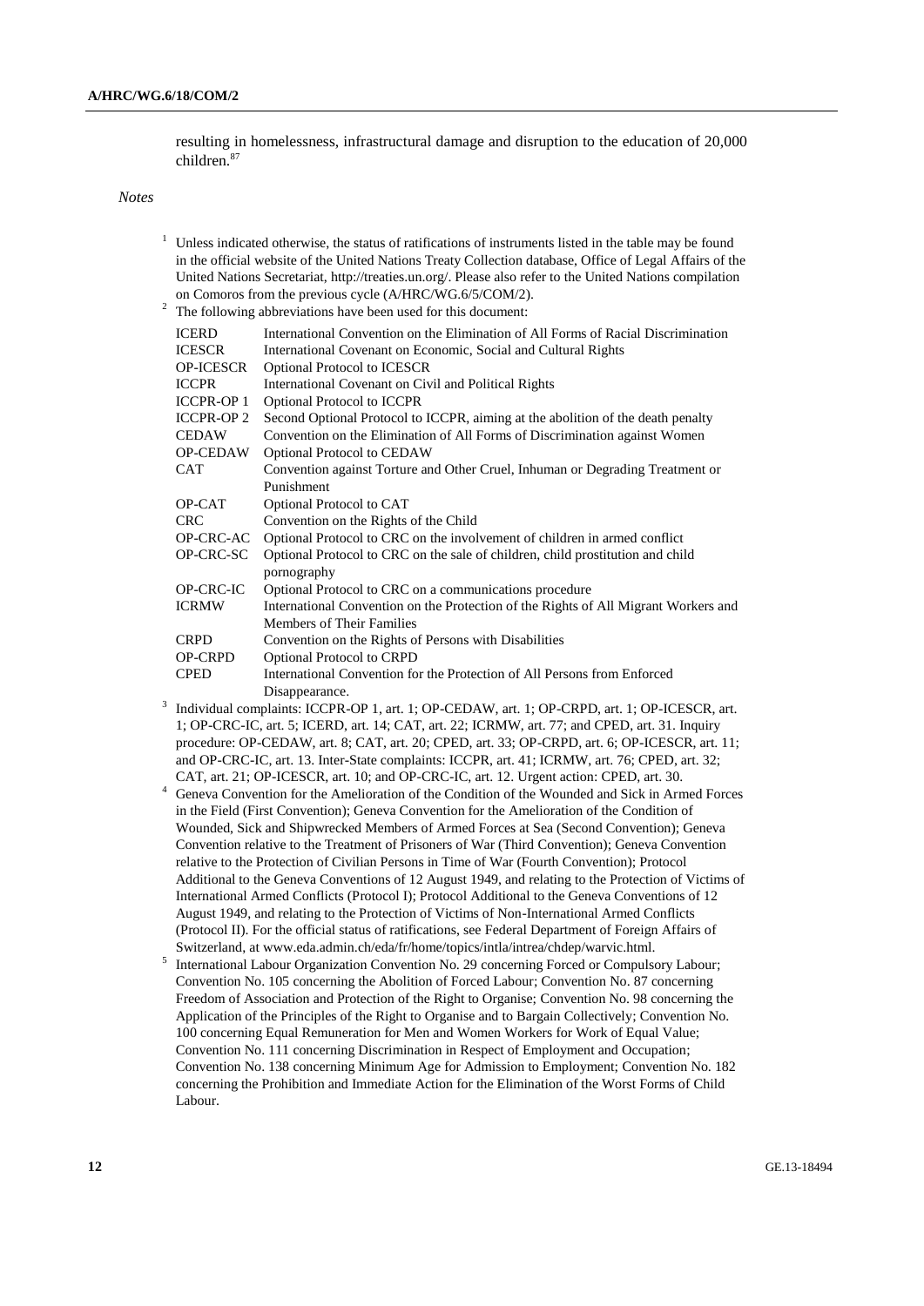resulting in homelessness, infrastructural damage and disruption to the education of 20,000 children.[87]

*Notes*

[1] Unless indicated otherwise, the status of ratifications of instruments listed in the table may be found in the official website of the United Nations Treaty Collection database, Office of Legal Affairs of the United Nations Secretariat, http://treaties.un.org/. Please also refer to the United Nations compilation on Comoros from the previous cycle (A/HRC/WG.6/5/COM/2).

[2] The following abbreviations have been used for this document:

| | |
|---|---|
| ICERD | International Convention on the Elimination of All Forms of Racial Discrimination |
| ICESCR | International Covenant on Economic, Social and Cultural Rights |
| OP-ICESCR | Optional Protocol to ICESCR |
| ICCPR | International Covenant on Civil and Political Rights |
| ICCPR-OP 1 | Optional Protocol to ICCPR |
| ICCPR-OP 2 | Second Optional Protocol to ICCPR, aiming at the abolition of the death penalty |
| CEDAW | Convention on the Elimination of All Forms of Discrimination against Women |
| OP-CEDAW | Optional Protocol to CEDAW |
| CAT | Convention against Torture and Other Cruel, Inhuman or Degrading Treatment or Punishment |
| OP-CAT | Optional Protocol to CAT |
| CRC | Convention on the Rights of the Child |
| OP-CRC-AC | Optional Protocol to CRC on the involvement of children in armed conflict |
| OP-CRC-SC | Optional Protocol to CRC on the sale of children, child prostitution and child pornography |
| OP-CRC-IC | Optional Protocol to CRC on a communications procedure |
| ICRMW | International Convention on the Protection of the Rights of All Migrant Workers and Members of Their Families |
| CRPD | Convention on the Rights of Persons with Disabilities |
| OP-CRPD | Optional Protocol to CRPD |
| CPED | International Convention for the Protection of All Persons from Enforced Disappearance. |

[3] Individual complaints: ICCPR-OP 1, art. 1; OP-CEDAW, art. 1; OP-CRPD, art. 1; OP-ICESCR, art. 1; OP-CRC-IC, art. 5; ICERD, art. 14; CAT, art. 22; ICRMW, art. 77; and CPED, art. 31. Inquiry procedure: OP-CEDAW, art. 8; CAT, art. 20; CPED, art. 33; OP-CRPD, art. 6; OP-ICESCR, art. 11; and OP-CRC-IC, art. 13. Inter-State complaints: ICCPR, art. 41; ICRMW, art. 76; CPED, art. 32; CAT, art. 21; OP-ICESCR, art. 10; and OP-CRC-IC, art. 12. Urgent action: CPED, art. 30.

[4] Geneva Convention for the Amelioration of the Condition of the Wounded and Sick in Armed Forces in the Field (First Convention); Geneva Convention for the Amelioration of the Condition of Wounded, Sick and Shipwrecked Members of Armed Forces at Sea (Second Convention); Geneva Convention relative to the Treatment of Prisoners of War (Third Convention); Geneva Convention relative to the Protection of Civilian Persons in Time of War (Fourth Convention); Protocol Additional to the Geneva Conventions of 12 August 1949, and relating to the Protection of Victims of International Armed Conflicts (Protocol I); Protocol Additional to the Geneva Conventions of 12 August 1949, and relating to the Protection of Victims of Non-International Armed Conflicts (Protocol II). For the official status of ratifications, see Federal Department of Foreign Affairs of Switzerland, at www.eda.admin.ch/eda/fr/home/topics/intla/intrea/chdep/warvic.html.

[5] International Labour Organization Convention No. 29 concerning Forced or Compulsory Labour; Convention No. 105 concerning the Abolition of Forced Labour; Convention No. 87 concerning Freedom of Association and Protection of the Right to Organise; Convention No. 98 concerning the Application of the Principles of the Right to Organise and to Bargain Collectively; Convention No. 100 concerning Equal Remuneration for Men and Women Workers for Work of Equal Value; Convention No. 111 concerning Discrimination in Respect of Employment and Occupation; Convention No. 138 concerning Minimum Age for Admission to Employment; Convention No. 182 concerning the Prohibition and Immediate Action for the Elimination of the Worst Forms of Child Labour.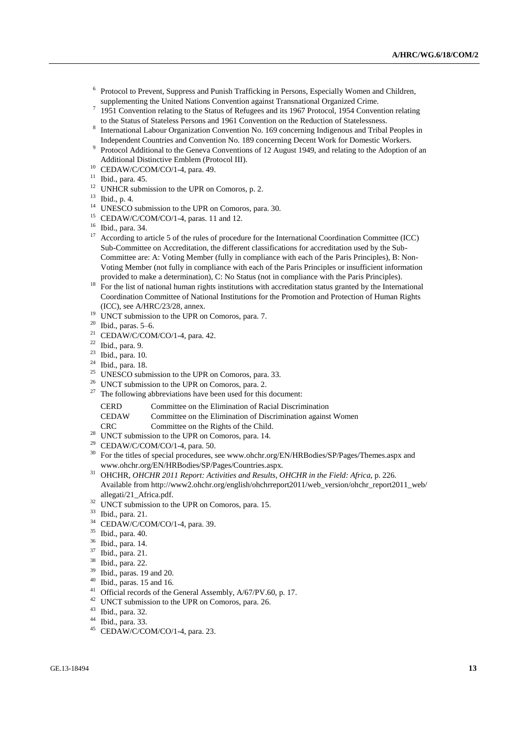[6] Protocol to Prevent, Suppress and Punish Trafficking in Persons, Especially Women and Children, supplementing the United Nations Convention against Transnational Organized Crime.

[7] 1951 Convention relating to the Status of Refugees and its 1967 Protocol, 1954 Convention relating to the Status of Stateless Persons and 1961 Convention on the Reduction of Statelessness.

[8] International Labour Organization Convention No. 169 concerning Indigenous and Tribal Peoples in Independent Countries and Convention No. 189 concerning Decent Work for Domestic Workers.

[9] Protocol Additional to the Geneva Conventions of 12 August 1949, and relating to the Adoption of an Additional Distinctive Emblem (Protocol III).

[10] CEDAW/C/COM/CO/1-4, para. 49.

[11] Ibid., para. 45.

[12] UNHCR submission to the UPR on Comoros, p. 2.

[13] Ibid., p. 4.

[14] UNESCO submission to the UPR on Comoros, para. 30.

[15] CEDAW/C/COM/CO/1-4, paras. 11 and 12.

[16] Ibid., para. 34.

[17] According to article 5 of the rules of procedure for the International Coordination Committee (ICC) Sub-Committee on Accreditation, the different classifications for accreditation used by the Sub-Committee are: A: Voting Member (fully in compliance with each of the Paris Principles), B: Non-Voting Member (not fully in compliance with each of the Paris Principles or insufficient information provided to make a determination), C: No Status (not in compliance with the Paris Principles).

[18] For the list of national human rights institutions with accreditation status granted by the International Coordination Committee of National Institutions for the Promotion and Protection of Human Rights (ICC), see A/HRC/23/28, annex.

[19] UNCT submission to the UPR on Comoros, para. 7.

[20] Ibid., paras. 5–6.

[21] CEDAW/C/COM/CO/1-4, para. 42.

[22] Ibid., para. 9.

[23] Ibid., para. 10.

[24] Ibid., para. 18.

[25] UNESCO submission to the UPR on Comoros, para. 33.

[26] UNCT submission to the UPR on Comoros, para. 2.

[27] The following abbreviations have been used for this document:

| | |
|---|---|
| CERD | Committee on the Elimination of Racial Discrimination |
| CEDAW | Committee on the Elimination of Discrimination against Women |
| CRC | Committee on the Rights of the Child. |

[28] UNCT submission to the UPR on Comoros, para. 14.

[29] CEDAW/C/COM/CO/1-4, para. 50.

[30] For the titles of special procedures, see www.ohchr.org/EN/HRBodies/SP/Pages/Themes.aspx and www.ohchr.org/EN/HRBodies/SP/Pages/Countries.aspx.

[31] OHCHR, *OHCHR 2011 Report: Activities and Results, OHCHR in the Field: Africa*, p. 226. Available from http://www2.ohchr.org/english/ohchrreport2011/web_version/ohchr_report2011_web/allegati/21_Africa.pdf.

[32] UNCT submission to the UPR on Comoros, para. 15.

[33] Ibid., para. 21.

[34] CEDAW/C/COM/CO/1-4, para. 39.

[35] Ibid., para. 40.

[36] Ibid., para. 14.

[37] Ibid., para. 21.

[38] Ibid., para. 22.

[39] Ibid., paras. 19 and 20.

[40] Ibid., paras. 15 and 16.

[41] Official records of the General Assembly, A/67/PV.60, p. 17.

[42] UNCT submission to the UPR on Comoros, para. 26.

[43] Ibid., para. 32.

[44] Ibid., para. 33.

[45] CEDAW/C/COM/CO/1-4, para. 23.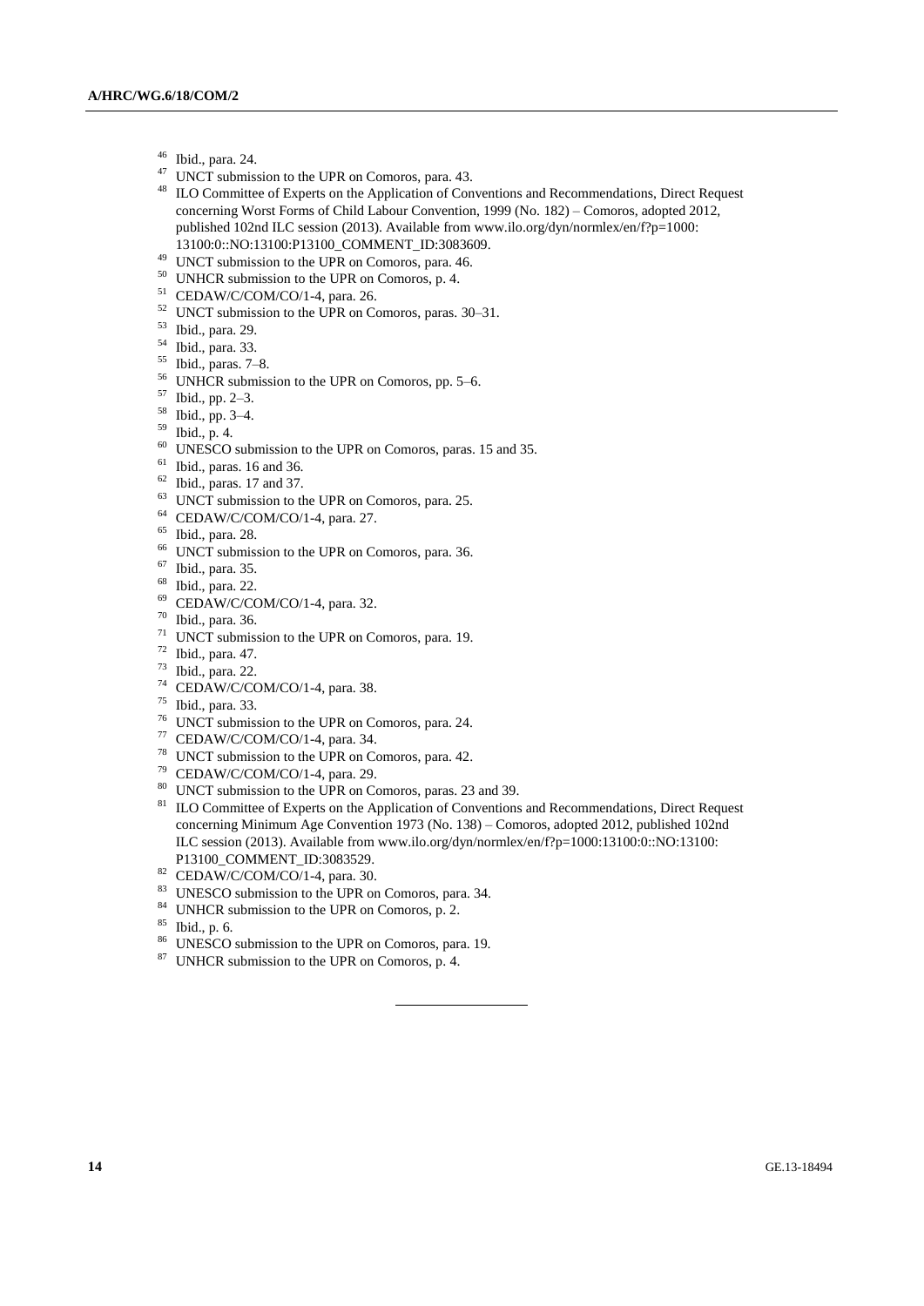[46] Ibid., para. 24.

[47] UNCT submission to the UPR on Comoros, para. 43.

[48] ILO Committee of Experts on the Application of Conventions and Recommendations, Direct Request concerning Worst Forms of Child Labour Convention, 1999 (No. 182) – Comoros, adopted 2012, published 102nd ILC session (2013). Available from www.ilo.org/dyn/normlex/en/f?p=1000:13100:0::NO:13100:P13100_COMMENT_ID:3083609.

[49] UNCT submission to the UPR on Comoros, para. 46.

[50] UNHCR submission to the UPR on Comoros, p. 4.

[51] CEDAW/C/COM/CO/1-4, para. 26.

[52] UNCT submission to the UPR on Comoros, paras. 30–31.

[53] Ibid., para. 29.

[54] Ibid., para. 33.

[55] Ibid., paras. 7–8.

[56] UNHCR submission to the UPR on Comoros, pp. 5–6.

[57] Ibid., pp. 2–3.

[58] Ibid., pp. 3–4.

[59] Ibid., p. 4.

[60] UNESCO submission to the UPR on Comoros, paras. 15 and 35.

[61] Ibid., paras. 16 and 36.

[62] Ibid., paras. 17 and 37.

[63] UNCT submission to the UPR on Comoros, para. 25.

[64] CEDAW/C/COM/CO/1-4, para. 27.

[65] Ibid., para. 28.

[66] UNCT submission to the UPR on Comoros, para. 36.

[67] Ibid., para. 35.

[68] Ibid., para. 22.

[69] CEDAW/C/COM/CO/1-4, para. 32.

[70] Ibid., para. 36.

[71] UNCT submission to the UPR on Comoros, para. 19.

[72] Ibid., para. 47.

[73] Ibid., para. 22.

[74] CEDAW/C/COM/CO/1-4, para. 38.

[75] Ibid., para. 33.

[76] UNCT submission to the UPR on Comoros, para. 24.

[77] CEDAW/C/COM/CO/1-4, para. 34.

[78] UNCT submission to the UPR on Comoros, para. 42.

[79] CEDAW/C/COM/CO/1-4, para. 29.

[80] UNCT submission to the UPR on Comoros, paras. 23 and 39.

[81] ILO Committee of Experts on the Application of Conventions and Recommendations, Direct Request concerning Minimum Age Convention 1973 (No. 138) – Comoros, adopted 2012, published 102nd ILC session (2013). Available from www.ilo.org/dyn/normlex/en/f?p=1000:13100:0::NO:13100:P13100_COMMENT_ID:3083529.

[82] CEDAW/C/COM/CO/1-4, para. 30.

[83] UNESCO submission to the UPR on Comoros, para. 34.

[84] UNHCR submission to the UPR on Comoros, p. 2.

[85] Ibid., p. 6.

[86] UNESCO submission to the UPR on Comoros, para. 19.

[87] UNHCR submission to the UPR on Comoros, p. 4.